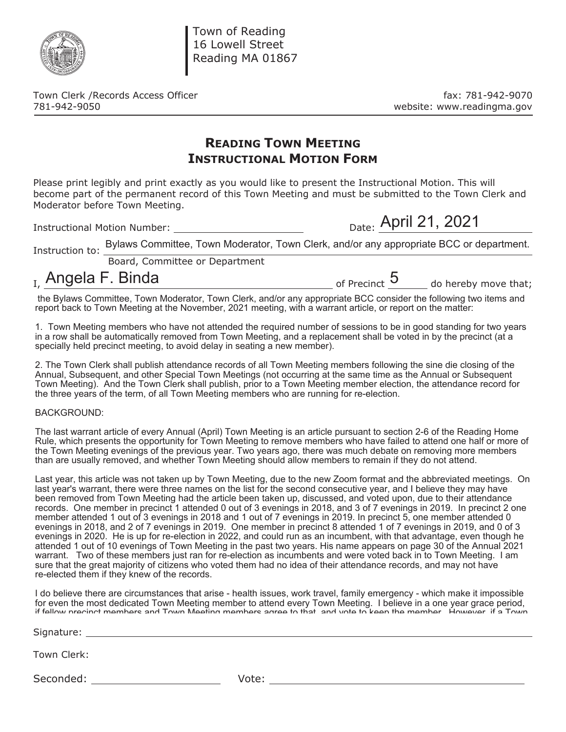Town of Reading
16 Lowell Street
Reading MA 01867

Town Clerk /Records Access Officer
781-942-9050

fax: 781-942-9070
website: www.readingma.gov

# READING TOWN MEETING
# INSTRUCTIONAL MOTION FORM

Please print legibly and print exactly as you would like to present the Instructional Motion. This will become part of the permanent record of this Town Meeting and must be submitted to the Town Clerk and Moderator before Town Meeting.

Instructional Motion Number: ____________________ Date: April 21, 2021

Instruction to: Bylaws Committee, Town Moderator, Town Clerk, and/or any appropriate BCC or department.
Board, Committee or Department

I, Angela F. Binda of Precinct 5 do hereby move that;

the Bylaws Committee, Town Moderator, Town Clerk, and/or any appropriate BCC consider the following two items and report back to Town Meeting at the November, 2021 meeting, with a warrant article, or report on the matter:

1. Town Meeting members who have not attended the required number of sessions to be in good standing for two years in a row shall be automatically removed from Town Meeting, and a replacement shall be voted in by the precinct (at a specially held precinct meeting, to avoid delay in seating a new member).

2. The Town Clerk shall publish attendance records of all Town Meeting members following the sine die closing of the Annual, Subsequent, and other Special Town Meetings (not occurring at the same time as the Annual or Subsequent Town Meeting). And the Town Clerk shall publish, prior to a Town Meeting member election, the attendance record for the three years of the term, of all Town Meeting members who are running for re-election.

BACKGROUND:

The last warrant article of every Annual (April) Town Meeting is an article pursuant to section 2-6 of the Reading Home Rule, which presents the opportunity for Town Meeting to remove members who have failed to attend one half or more of the Town Meeting evenings of the previous year. Two years ago, there was much debate on removing more members than are usually removed, and whether Town Meeting should allow members to remain if they do not attend.

Last year, this article was not taken up by Town Meeting, due to the new Zoom format and the abbreviated meetings. On last year's warrant, there were three names on the list for the second consecutive year, and I believe they may have been removed from Town Meeting had the article been taken up, discussed, and voted upon, due to their attendance records. One member in precinct 1 attended 0 out of 3 evenings in 2018, and 3 of 7 evenings in 2019. In precinct 2 one member attended 1 out of 3 evenings in 2018 and 1 out of 7 evenings in 2019. In precinct 5, one member attended 0 evenings in 2018, and 2 of 7 evenings in 2019. One member in precinct 8 attended 1 of 7 evenings in 2019, and 0 of 3 evenings in 2020. He is up for re-election in 2022, and could run as an incumbent, with that advantage, even though he attended 1 out of 10 evenings of Town Meeting in the past two years. His name appears on page 30 of the Annual 2021 warrant. Two of these members just ran for re-election as incumbents and were voted back in to Town Meeting. I am sure that the great majority of citizens who voted them had no idea of their attendance records, and may not have re-elected them if they knew of the records.

I do believe there are circumstances that arise - health issues, work travel, family emergency - which make it impossible for even the most dedicated Town Meeting member to attend every Town Meeting. I believe in a one year grace period, if fellow precinct members and Town Meeting members agree to that, and vote to keep the member. However, if a Town

Signature: ______________________________

Town Clerk:

Seconded: ____________________ Vote: ______________________________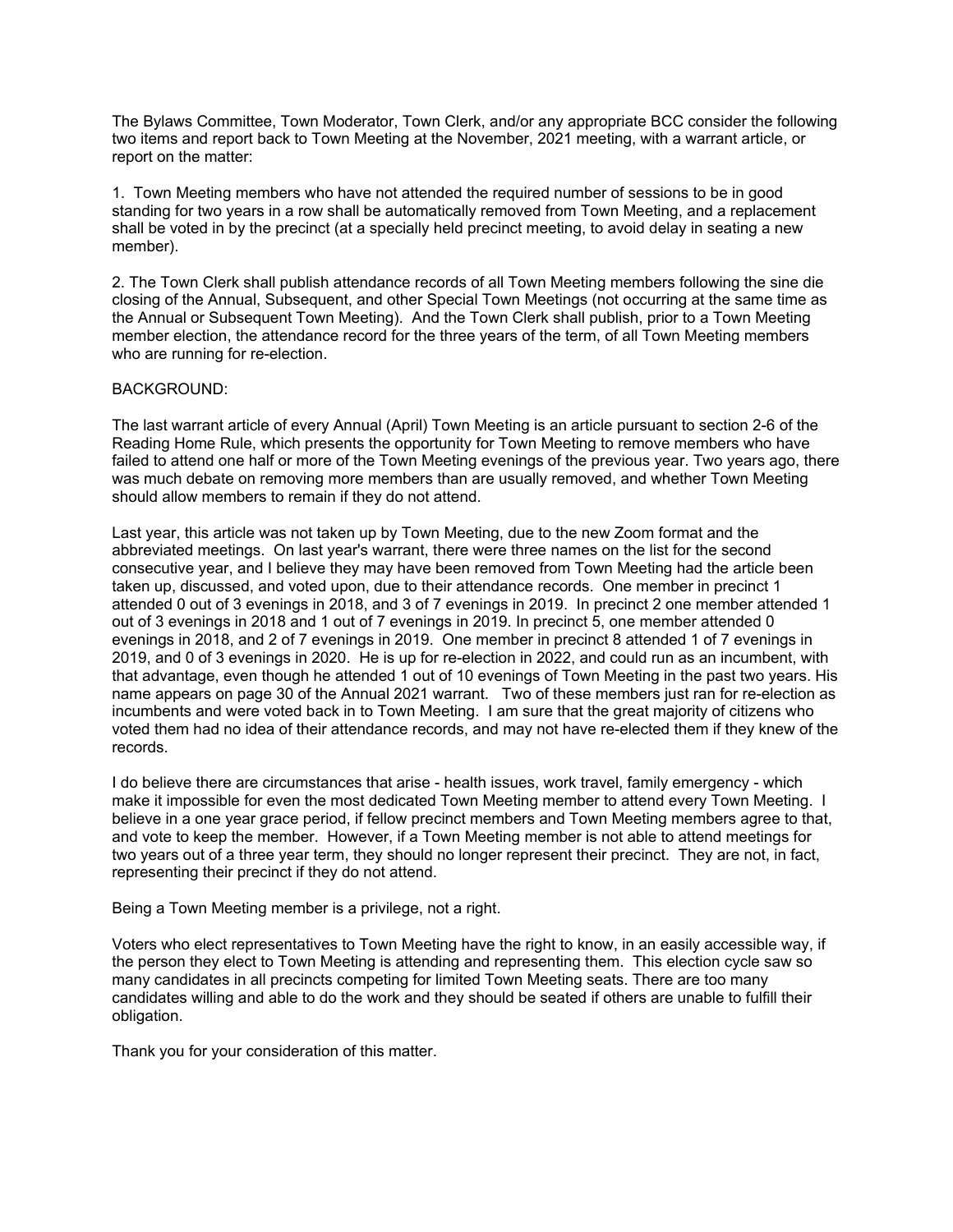The Bylaws Committee, Town Moderator, Town Clerk, and/or any appropriate BCC consider the following two items and report back to Town Meeting at the November, 2021 meeting, with a warrant article, or report on the matter:

1. Town Meeting members who have not attended the required number of sessions to be in good standing for two years in a row shall be automatically removed from Town Meeting, and a replacement shall be voted in by the precinct (at a specially held precinct meeting, to avoid delay in seating a new member).

2. The Town Clerk shall publish attendance records of all Town Meeting members following the sine die closing of the Annual, Subsequent, and other Special Town Meetings (not occurring at the same time as the Annual or Subsequent Town Meeting). And the Town Clerk shall publish, prior to a Town Meeting member election, the attendance record for the three years of the term, of all Town Meeting members who are running for re-election.

BACKGROUND:

The last warrant article of every Annual (April) Town Meeting is an article pursuant to section 2-6 of the Reading Home Rule, which presents the opportunity for Town Meeting to remove members who have failed to attend one half or more of the Town Meeting evenings of the previous year. Two years ago, there was much debate on removing more members than are usually removed, and whether Town Meeting should allow members to remain if they do not attend.

Last year, this article was not taken up by Town Meeting, due to the new Zoom format and the abbreviated meetings. On last year's warrant, there were three names on the list for the second consecutive year, and I believe they may have been removed from Town Meeting had the article been taken up, discussed, and voted upon, due to their attendance records. One member in precinct 1 attended 0 out of 3 evenings in 2018, and 3 of 7 evenings in 2019. In precinct 2 one member attended 1 out of 3 evenings in 2018 and 1 out of 7 evenings in 2019. In precinct 5, one member attended 0 evenings in 2018, and 2 of 7 evenings in 2019. One member in precinct 8 attended 1 of 7 evenings in 2019, and 0 of 3 evenings in 2020. He is up for re-election in 2022, and could run as an incumbent, with that advantage, even though he attended 1 out of 10 evenings of Town Meeting in the past two years. His name appears on page 30 of the Annual 2021 warrant. Two of these members just ran for re-election as incumbents and were voted back in to Town Meeting. I am sure that the great majority of citizens who voted them had no idea of their attendance records, and may not have re-elected them if they knew of the records.

I do believe there are circumstances that arise - health issues, work travel, family emergency - which make it impossible for even the most dedicated Town Meeting member to attend every Town Meeting. I believe in a one year grace period, if fellow precinct members and Town Meeting members agree to that, and vote to keep the member. However, if a Town Meeting member is not able to attend meetings for two years out of a three year term, they should no longer represent their precinct. They are not, in fact, representing their precinct if they do not attend.

Being a Town Meeting member is a privilege, not a right.

Voters who elect representatives to Town Meeting have the right to know, in an easily accessible way, if the person they elect to Town Meeting is attending and representing them. This election cycle saw so many candidates in all precincts competing for limited Town Meeting seats. There are too many candidates willing and able to do the work and they should be seated if others are unable to fulfill their obligation.

Thank you for your consideration of this matter.